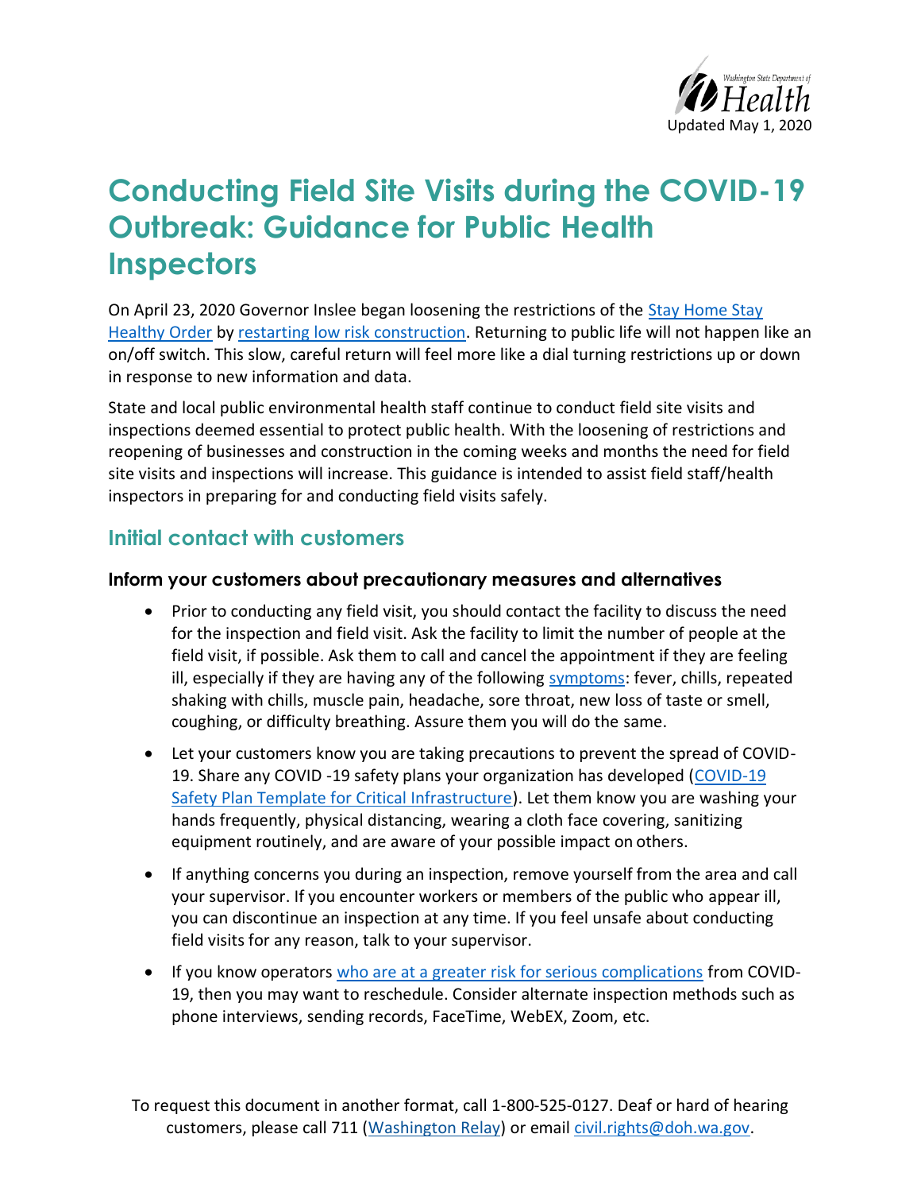Updated May 1, 2020

# Conducting Field Site Visits during the COVID-19 Outbreak: Guidance for Public Health Inspectors

On April 23, 2020 Governor Inslee began loosening the restrictions of the Stay Home Stay Healthy Order by restarting low risk construction. Returning to public life will not happen like an on/off switch. This slow, careful return will feel more like a dial turning restrictions up or down in response to new information and data.

State and local public environmental health staff continue to conduct field site visits and inspections deemed essential to protect public health. With the loosening of restrictions and reopening of businesses and construction in the coming weeks and months the need for field site visits and inspections will increase. This guidance is intended to assist field staff/health inspectors in preparing for and conducting field visits safely.

## Initial contact with customers

### Inform your customers about precautionary measures and alternatives

- Prior to conducting any field visit, you should contact the facility to discuss the need for the inspection and field visit. Ask the facility to limit the number of people at the field visit, if possible. Ask them to call and cancel the appointment if they are feeling ill, especially if they are having any of the following symptoms: fever, chills, repeated shaking with chills, muscle pain, headache, sore throat, new loss of taste or smell, coughing, or difficulty breathing. Assure them you will do the same.
- Let your customers know you are taking precautions to prevent the spread of COVID-19. Share any COVID -19 safety plans your organization has developed (COVID-19 Safety Plan Template for Critical Infrastructure). Let them know you are washing your hands frequently, physical distancing, wearing a cloth face covering, sanitizing equipment routinely, and are aware of your possible impact on others.
- If anything concerns you during an inspection, remove yourself from the area and call your supervisor. If you encounter workers or members of the public who appear ill, you can discontinue an inspection at any time. If you feel unsafe about conducting field visits for any reason, talk to your supervisor.
- If you know operators who are at a greater risk for serious complications from COVID-19, then you may want to reschedule. Consider alternate inspection methods such as phone interviews, sending records, FaceTime, WebEX, Zoom, etc.

To request this document in another format, call 1-800-525-0127. Deaf or hard of hearing customers, please call 711 (Washington Relay) or email civil.rights@doh.wa.gov.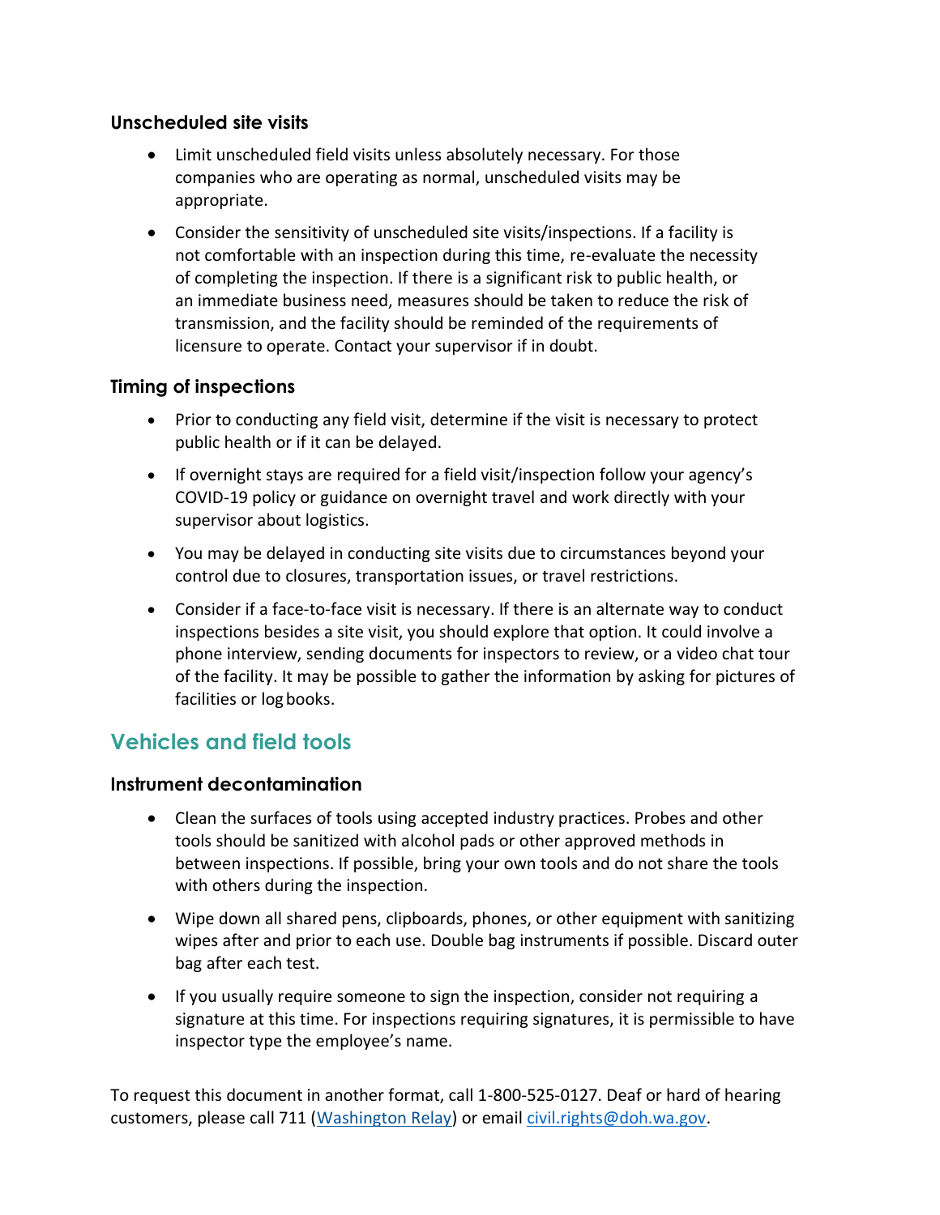### Unscheduled site visits

- Limit unscheduled field visits unless absolutely necessary. For those companies who are operating as normal, unscheduled visits may be appropriate.
- Consider the sensitivity of unscheduled site visits/inspections. If a facility is not comfortable with an inspection during this time, re-evaluate the necessity of completing the inspection. If there is a significant risk to public health, or an immediate business need, measures should be taken to reduce the risk of transmission, and the facility should be reminded of the requirements of licensure to operate. Contact your supervisor if in doubt.

### Timing of inspections

- Prior to conducting any field visit, determine if the visit is necessary to protect public health or if it can be delayed.
- If overnight stays are required for a field visit/inspection follow your agency's COVID-19 policy or guidance on overnight travel and work directly with your supervisor about logistics.
- You may be delayed in conducting site visits due to circumstances beyond your control due to closures, transportation issues, or travel restrictions.
- Consider if a face-to-face visit is necessary. If there is an alternate way to conduct inspections besides a site visit, you should explore that option. It could involve a phone interview, sending documents for inspectors to review, or a video chat tour of the facility. It may be possible to gather the information by asking for pictures of facilities or log books.

## Vehicles and field tools

### Instrument decontamination

- Clean the surfaces of tools using accepted industry practices. Probes and other tools should be sanitized with alcohol pads or other approved methods in between inspections. If possible, bring your own tools and do not share the tools with others during the inspection.
- Wipe down all shared pens, clipboards, phones, or other equipment with sanitizing wipes after and prior to each use. Double bag instruments if possible. Discard outer bag after each test.
- If you usually require someone to sign the inspection, consider not requiring a signature at this time. For inspections requiring signatures, it is permissible to have inspector type the employee's name.

To request this document in another format, call 1-800-525-0127. Deaf or hard of hearing customers, please call 711 (Washington Relay) or email civil.rights@doh.wa.gov.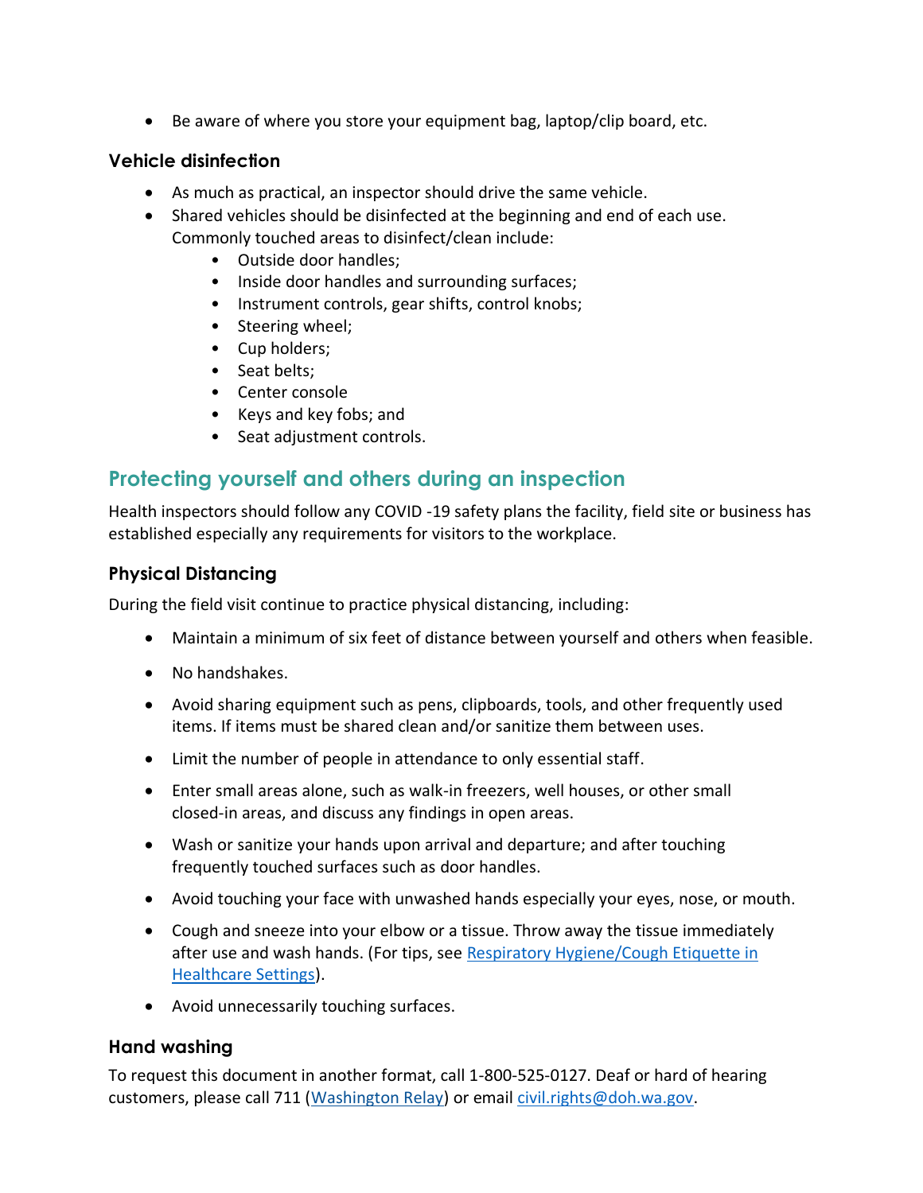- Be aware of where you store your equipment bag, laptop/clip board, etc.

### Vehicle disinfection

- As much as practical, an inspector should drive the same vehicle.
- Shared vehicles should be disinfected at the beginning and end of each use. Commonly touched areas to disinfect/clean include:
    - Outside door handles;
    - Inside door handles and surrounding surfaces;
    - Instrument controls, gear shifts, control knobs;
    - Steering wheel;
    - Cup holders;
    - Seat belts;
    - Center console
    - Keys and key fobs; and
    - Seat adjustment controls.

## Protecting yourself and others during an inspection

Health inspectors should follow any COVID -19 safety plans the facility, field site or business has established especially any requirements for visitors to the workplace.

### Physical Distancing

During the field visit continue to practice physical distancing, including:

- Maintain a minimum of six feet of distance between yourself and others when feasible.
- No handshakes.
- Avoid sharing equipment such as pens, clipboards, tools, and other frequently used items. If items must be shared clean and/or sanitize them between uses.
- Limit the number of people in attendance to only essential staff.
- Enter small areas alone, such as walk-in freezers, well houses, or other small closed-in areas, and discuss any findings in open areas.
- Wash or sanitize your hands upon arrival and departure; and after touching frequently touched surfaces such as door handles.
- Avoid touching your face with unwashed hands especially your eyes, nose, or mouth.
- Cough and sneeze into your elbow or a tissue. Throw away the tissue immediately after use and wash hands. (For tips, see Respiratory Hygiene/Cough Etiquette in Healthcare Settings).
- Avoid unnecessarily touching surfaces.

### Hand washing

To request this document in another format, call 1-800-525-0127. Deaf or hard of hearing customers, please call 711 (Washington Relay) or email civil.rights@doh.wa.gov.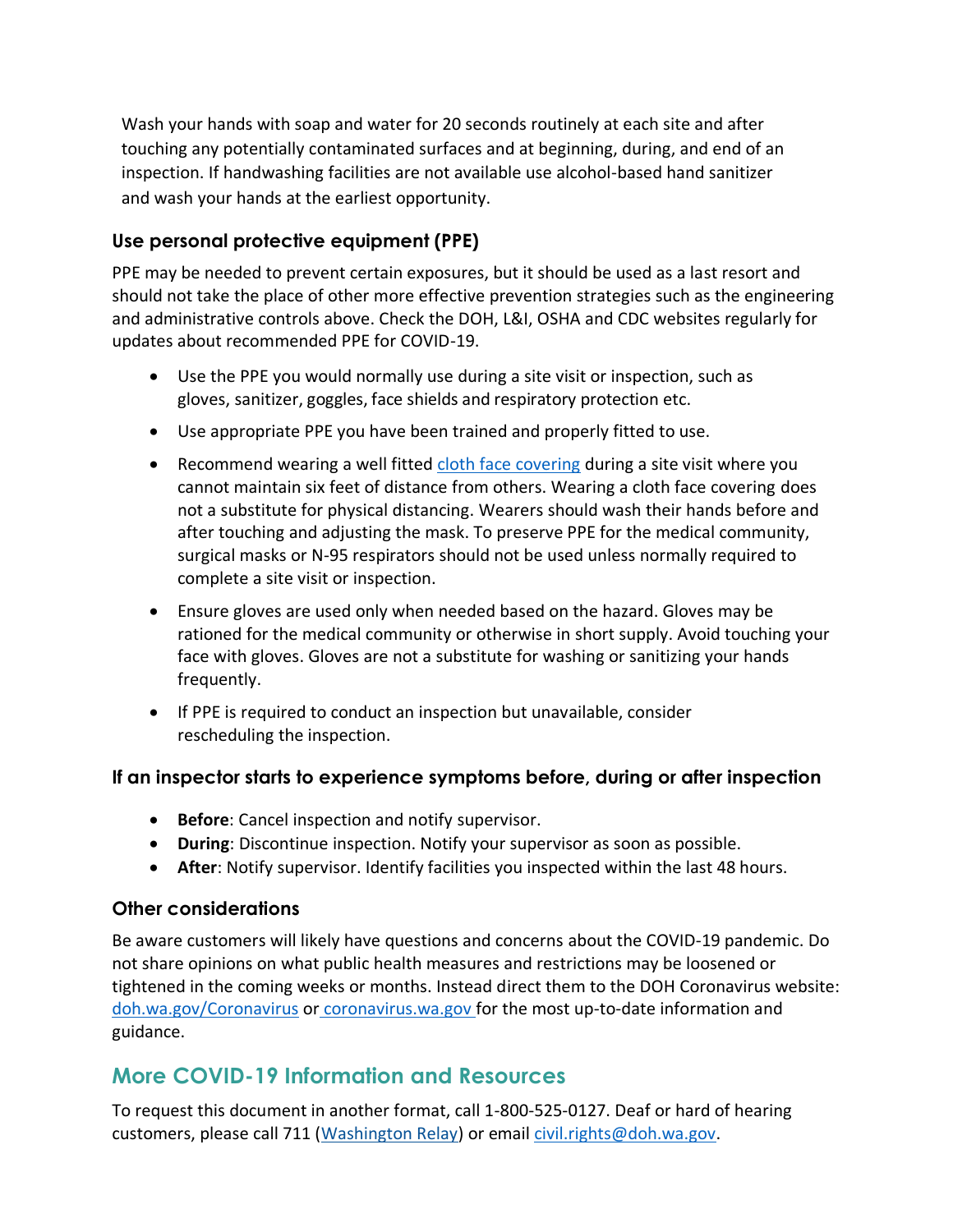Wash your hands with soap and water for 20 seconds routinely at each site and after touching any potentially contaminated surfaces and at beginning, during, and end of an inspection. If handwashing facilities are not available use alcohol-based hand sanitizer and wash your hands at the earliest opportunity.

### Use personal protective equipment (PPE)

PPE may be needed to prevent certain exposures, but it should be used as a last resort and should not take the place of other more effective prevention strategies such as the engineering and administrative controls above. Check the DOH, L&I, OSHA and CDC websites regularly for updates about recommended PPE for COVID-19.

- Use the PPE you would normally use during a site visit or inspection, such as gloves, sanitizer, goggles, face shields and respiratory protection etc.
- Use appropriate PPE you have been trained and properly fitted to use.
- Recommend wearing a well fitted cloth face covering during a site visit where you cannot maintain six feet of distance from others. Wearing a cloth face covering does not a substitute for physical distancing. Wearers should wash their hands before and after touching and adjusting the mask. To preserve PPE for the medical community, surgical masks or N-95 respirators should not be used unless normally required to complete a site visit or inspection.
- Ensure gloves are used only when needed based on the hazard. Gloves may be rationed for the medical community or otherwise in short supply. Avoid touching your face with gloves. Gloves are not a substitute for washing or sanitizing your hands frequently.
- If PPE is required to conduct an inspection but unavailable, consider rescheduling the inspection.

### If an inspector starts to experience symptoms before, during or after inspection

- **Before**: Cancel inspection and notify supervisor.
- **During**: Discontinue inspection. Notify your supervisor as soon as possible.
- **After**: Notify supervisor. Identify facilities you inspected within the last 48 hours.

### Other considerations

Be aware customers will likely have questions and concerns about the COVID-19 pandemic. Do not share opinions on what public health measures and restrictions may be loosened or tightened in the coming weeks or months. Instead direct them to the DOH Coronavirus website: doh.wa.gov/Coronavirus or coronavirus.wa.gov for the most up-to-date information and guidance.

## More COVID-19 Information and Resources

To request this document in another format, call 1-800-525-0127. Deaf or hard of hearing customers, please call 711 (Washington Relay) or email civil.rights@doh.wa.gov.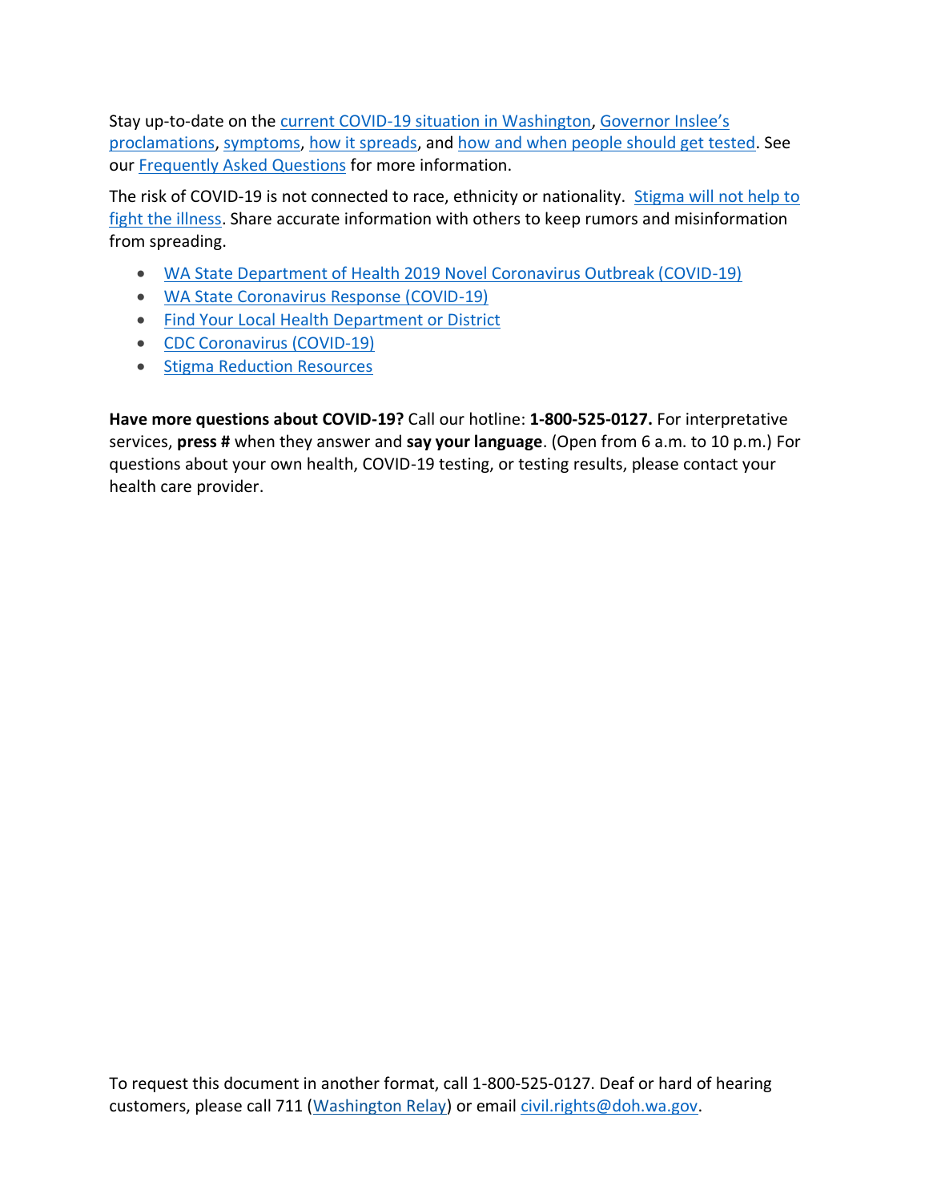Stay up-to-date on the current COVID-19 situation in Washington, Governor Inslee's proclamations, symptoms, how it spreads, and how and when people should get tested. See our Frequently Asked Questions for more information.

The risk of COVID-19 is not connected to race, ethnicity or nationality. Stigma will not help to fight the illness. Share accurate information with others to keep rumors and misinformation from spreading.

- WA State Department of Health 2019 Novel Coronavirus Outbreak (COVID-19)
- WA State Coronavirus Response (COVID-19)
- Find Your Local Health Department or District
- CDC Coronavirus (COVID-19)
- Stigma Reduction Resources

**Have more questions about COVID-19?** Call our hotline: **1-800-525-0127.** For interpretative services, **press #** when they answer and **say your language**. (Open from 6 a.m. to 10 p.m.) For questions about your own health, COVID-19 testing, or testing results, please contact your health care provider.

To request this document in another format, call 1-800-525-0127. Deaf or hard of hearing customers, please call 711 (Washington Relay) or email civil.rights@doh.wa.gov.